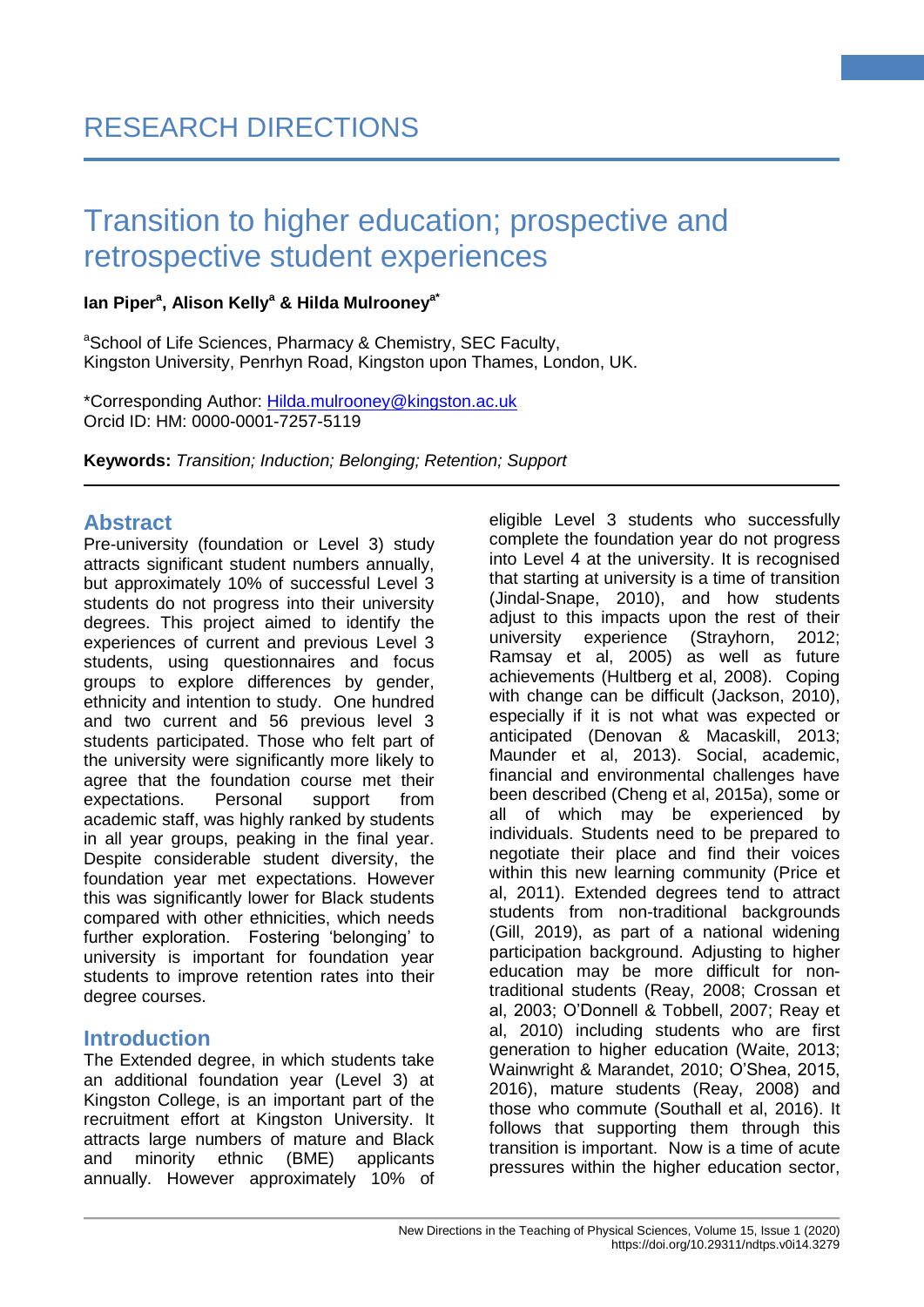RESEARCH DIRECTIONS

# Transition to higher education; prospective and retrospective student experiences

**Ian Piper[a], Alison Kelly[a] & Hilda Mulrooney[a*]**

[a]School of Life Sciences, Pharmacy & Chemistry, SEC Faculty,
Kingston University, Penrhyn Road, Kingston upon Thames, London, UK.

*Corresponding Author: Hilda.mulrooney@kingston.ac.uk
Orcid ID: HM: 0000-0001-7257-5119

**Keywords:** *Transition; Induction; Belonging; Retention; Support*

## Abstract

Pre-university (foundation or Level 3) study attracts significant student numbers annually, but approximately 10% of successful Level 3 students do not progress into their university degrees. This project aimed to identify the experiences of current and previous Level 3 students, using questionnaires and focus groups to explore differences by gender, ethnicity and intention to study. One hundred and two current and 56 previous level 3 students participated. Those who felt part of the university were significantly more likely to agree that the foundation course met their expectations. Personal support from academic staff, was highly ranked by students in all year groups, peaking in the final year. Despite considerable student diversity, the foundation year met expectations. However this was significantly lower for Black students compared with other ethnicities, which needs further exploration. Fostering 'belonging' to university is important for foundation year students to improve retention rates into their degree courses.

## Introduction

The Extended degree, in which students take an additional foundation year (Level 3) at Kingston College, is an important part of the recruitment effort at Kingston University. It attracts large numbers of mature and Black and minority ethnic (BME) applicants annually. However approximately 10% of eligible Level 3 students who successfully complete the foundation year do not progress into Level 4 at the university. It is recognised that starting at university is a time of transition (Jindal-Snape, 2010), and how students adjust to this impacts upon the rest of their university experience (Strayhorn, 2012; Ramsay et al, 2005) as well as future achievements (Hultberg et al, 2008). Coping with change can be difficult (Jackson, 2010), especially if it is not what was expected or anticipated (Denovan & Macaskill, 2013; Maunder et al, 2013). Social, academic, financial and environmental challenges have been described (Cheng et al, 2015a), some or all of which may be experienced by individuals. Students need to be prepared to negotiate their place and find their voices within this new learning community (Price et al, 2011). Extended degrees tend to attract students from non-traditional backgrounds (Gill, 2019), as part of a national widening participation background. Adjusting to higher education may be more difficult for non-traditional students (Reay, 2008; Crossan et al, 2003; O'Donnell & Tobbell, 2007; Reay et al, 2010) including students who are first generation to higher education (Waite, 2013; Wainwright & Marandet, 2010; O'Shea, 2015, 2016), mature students (Reay, 2008) and those who commute (Southall et al, 2016). It follows that supporting them through this transition is important. Now is a time of acute pressures within the higher education sector,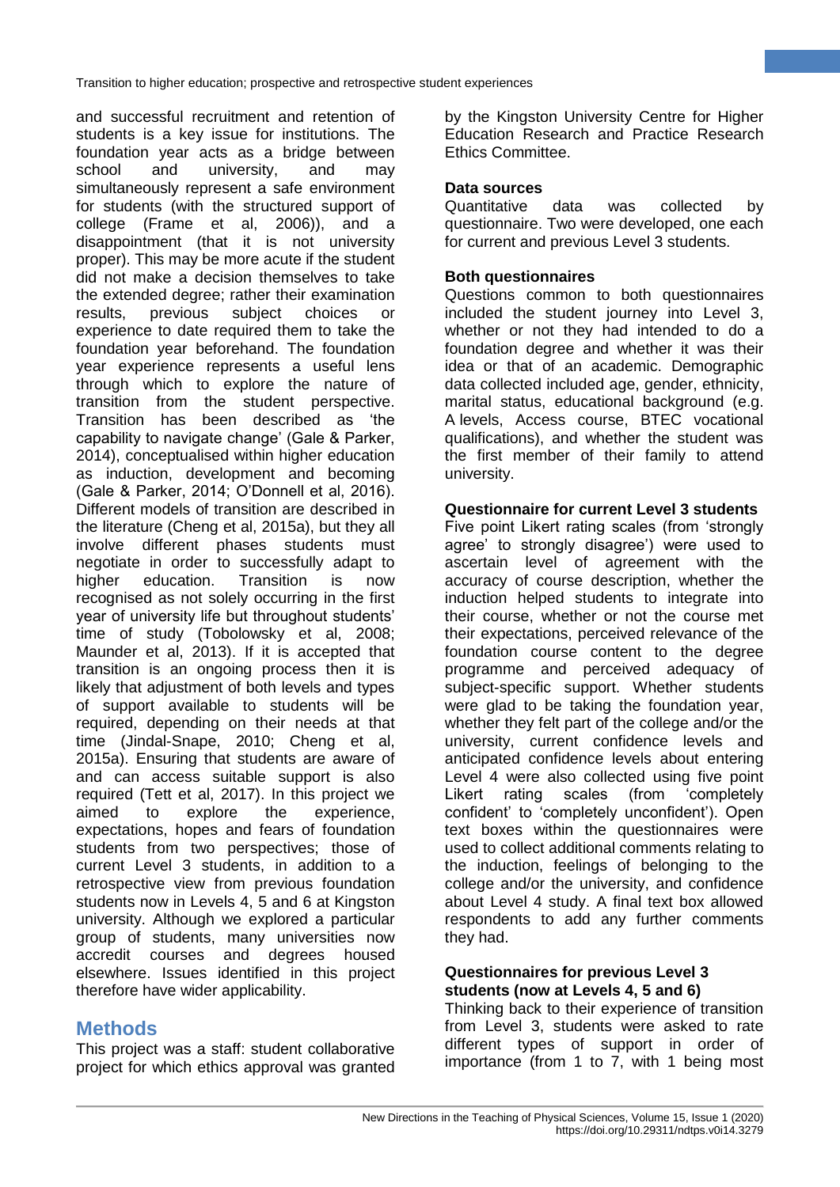and successful recruitment and retention of students is a key issue for institutions. The foundation year acts as a bridge between school and university, and may simultaneously represent a safe environment for students (with the structured support of college (Frame et al, 2006)), and a disappointment (that it is not university proper). This may be more acute if the student did not make a decision themselves to take the extended degree; rather their examination results, previous subject choices or experience to date required them to take the foundation year beforehand. The foundation year experience represents a useful lens through which to explore the nature of transition from the student perspective. Transition has been described as 'the capability to navigate change' (Gale & Parker, 2014), conceptualised within higher education as induction, development and becoming (Gale & Parker, 2014; O'Donnell et al, 2016). Different models of transition are described in the literature (Cheng et al, 2015a), but they all involve different phases students must negotiate in order to successfully adapt to higher education. Transition is now recognised as not solely occurring in the first year of university life but throughout students' time of study (Tobolowsky et al, 2008; Maunder et al, 2013). If it is accepted that transition is an ongoing process then it is likely that adjustment of both levels and types of support available to students will be required, depending on their needs at that time (Jindal-Snape, 2010; Cheng et al, 2015a). Ensuring that students are aware of and can access suitable support is also required (Tett et al, 2017). In this project we aimed to explore the experience, expectations, hopes and fears of foundation students from two perspectives; those of current Level 3 students, in addition to a retrospective view from previous foundation students now in Levels 4, 5 and 6 at Kingston university. Although we explored a particular group of students, many universities now accredit courses and degrees housed elsewhere. Issues identified in this project therefore have wider applicability.

## Methods

This project was a staff: student collaborative project for which ethics approval was granted by the Kingston University Centre for Higher Education Research and Practice Research Ethics Committee.

### Data sources

Quantitative data was collected by questionnaire. Two were developed, one each for current and previous Level 3 students.

### Both questionnaires

Questions common to both questionnaires included the student journey into Level 3, whether or not they had intended to do a foundation degree and whether it was their idea or that of an academic. Demographic data collected included age, gender, ethnicity, marital status, educational background (e.g. A levels, Access course, BTEC vocational qualifications), and whether the student was the first member of their family to attend university.

### Questionnaire for current Level 3 students

Five point Likert rating scales (from 'strongly agree' to strongly disagree') were used to ascertain level of agreement with the accuracy of course description, whether the induction helped students to integrate into their course, whether or not the course met their expectations, perceived relevance of the foundation course content to the degree programme and perceived adequacy of subject-specific support. Whether students were glad to be taking the foundation year, whether they felt part of the college and/or the university, current confidence levels and anticipated confidence levels about entering Level 4 were also collected using five point Likert rating scales (from 'completely confident' to 'completely unconfident'). Open text boxes within the questionnaires were used to collect additional comments relating to the induction, feelings of belonging to the college and/or the university, and confidence about Level 4 study. A final text box allowed respondents to add any further comments they had.

### Questionnaires for previous Level 3 students (now at Levels 4, 5 and 6)

Thinking back to their experience of transition from Level 3, students were asked to rate different types of support in order of importance (from 1 to 7, with 1 being most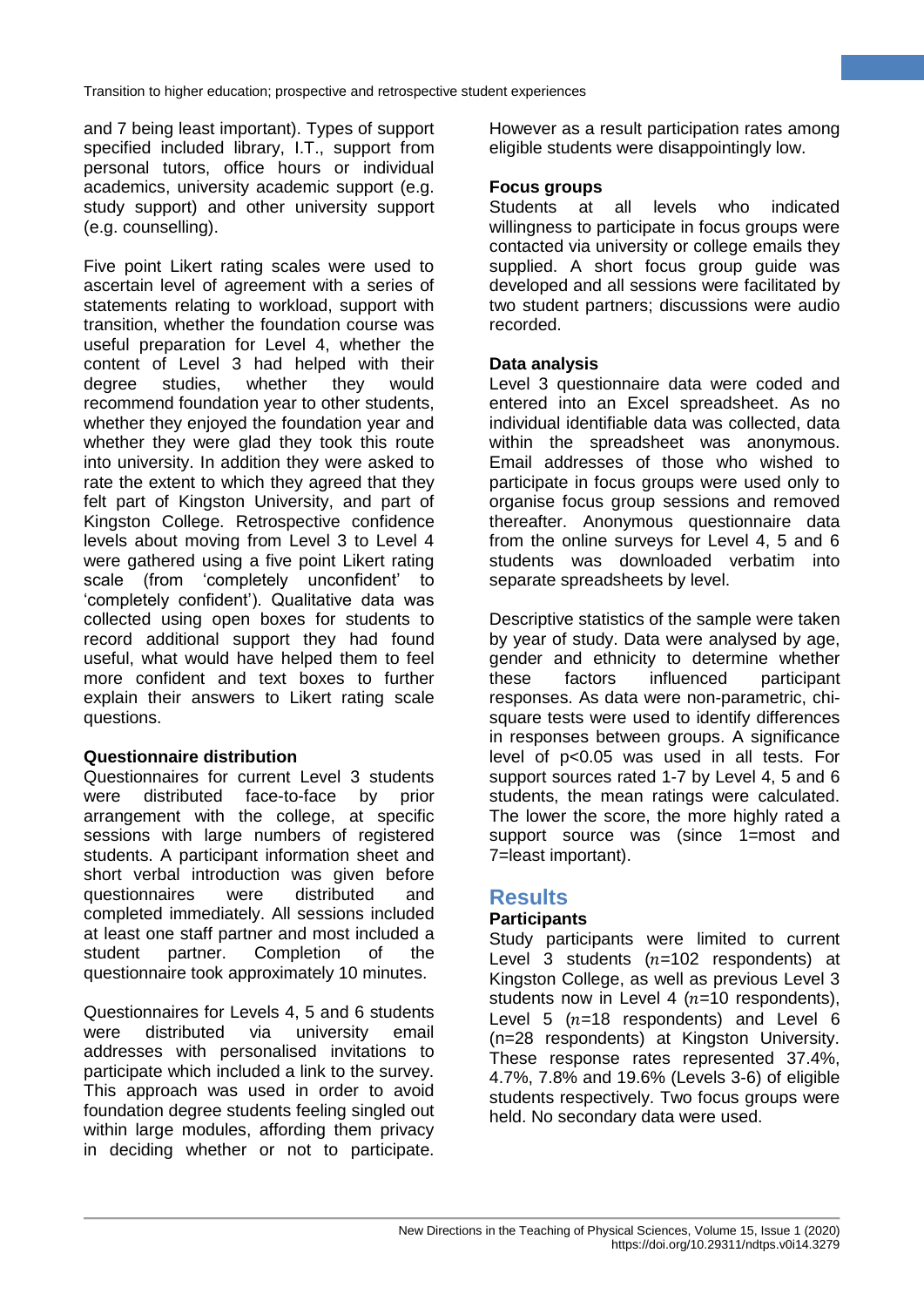and 7 being least important). Types of support specified included library, I.T., support from personal tutors, office hours or individual academics, university academic support (e.g. study support) and other university support (e.g. counselling).

Five point Likert rating scales were used to ascertain level of agreement with a series of statements relating to workload, support with transition, whether the foundation course was useful preparation for Level 4, whether the content of Level 3 had helped with their degree studies, whether they would recommend foundation year to other students, whether they enjoyed the foundation year and whether they were glad they took this route into university. In addition they were asked to rate the extent to which they agreed that they felt part of Kingston University, and part of Kingston College. Retrospective confidence levels about moving from Level 3 to Level 4 were gathered using a five point Likert rating scale (from 'completely unconfident' to 'completely confident'). Qualitative data was collected using open boxes for students to record additional support they had found useful, what would have helped them to feel more confident and text boxes to further explain their answers to Likert rating scale questions.

**Questionnaire distribution**

Questionnaires for current Level 3 students were distributed face-to-face by prior arrangement with the college, at specific sessions with large numbers of registered students. A participant information sheet and short verbal introduction was given before questionnaires were distributed and completed immediately. All sessions included at least one staff partner and most included a student partner. Completion of the questionnaire took approximately 10 minutes.

Questionnaires for Levels 4, 5 and 6 students were distributed via university email addresses with personalised invitations to participate which included a link to the survey. This approach was used in order to avoid foundation degree students feeling singled out within large modules, affording them privacy in deciding whether or not to participate. However as a result participation rates among eligible students were disappointingly low.

**Focus groups**

Students at all levels who indicated willingness to participate in focus groups were contacted via university or college emails they supplied. A short focus group guide was developed and all sessions were facilitated by two student partners; discussions were audio recorded.

**Data analysis**

Level 3 questionnaire data were coded and entered into an Excel spreadsheet. As no individual identifiable data was collected, data within the spreadsheet was anonymous. Email addresses of those who wished to participate in focus groups were used only to organise focus group sessions and removed thereafter. Anonymous questionnaire data from the online surveys for Level 4, 5 and 6 students was downloaded verbatim into separate spreadsheets by level.

Descriptive statistics of the sample were taken by year of study. Data were analysed by age, gender and ethnicity to determine whether these factors influenced participant responses. As data were non-parametric, chi-square tests were used to identify differences in responses between groups. A significance level of $p<0.05$ was used in all tests. For support sources rated 1-7 by Level 4, 5 and 6 students, the mean ratings were calculated. The lower the score, the more highly rated a support source was (since 1=most and 7=least important).

## Results

**Participants**

Study participants were limited to current Level 3 students ($n$=102 respondents) at Kingston College, as well as previous Level 3 students now in Level 4 ($n$=10 respondents), Level 5 ($n$=18 respondents) and Level 6 (n=28 respondents) at Kingston University. These response rates represented 37.4%, 4.7%, 7.8% and 19.6% (Levels 3-6) of eligible students respectively. Two focus groups were held. No secondary data were used.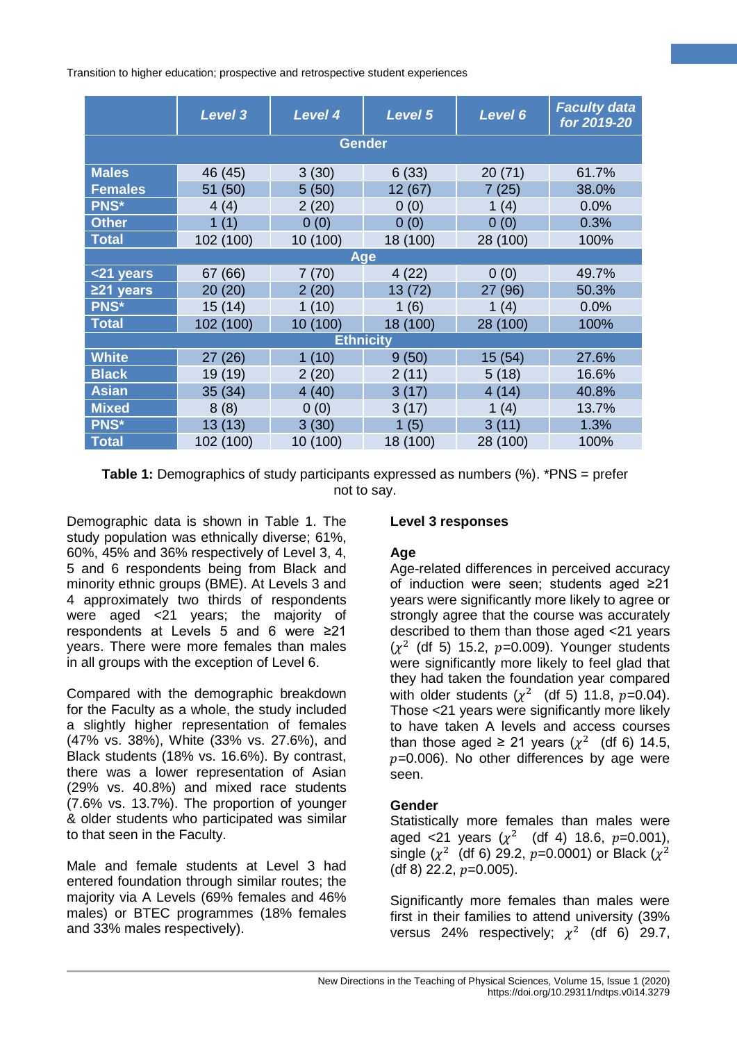| | *Level 3* | *Level 4* | *Level 5* | *Level 6* | *Faculty data for 2019-20* |
|---|---|---|---|---|---|
| **Gender** | | | | | |
| **Males** | 46 (45) | 3 (30) | 6 (33) | 20 (71) | 61.7% |
| **Females** | 51 (50) | 5 (50) | 12 (67) | 7 (25) | 38.0% |
| **PNS*** | 4 (4) | 2 (20) | 0 (0) | 1 (4) | 0.0% |
| **Other** | 1 (1) | 0 (0) | 0 (0) | 0 (0) | 0.3% |
| **Total** | 102 (100) | 10 (100) | 18 (100) | 28 (100) | 100% |
| **Age** | | | | | |
| **<21 years** | 67 (66) | 7 (70) | 4 (22) | 0 (0) | 49.7% |
| **≥21 years** | 20 (20) | 2 (20) | 13 (72) | 27 (96) | 50.3% |
| **PNS*** | 15 (14) | 1 (10) | 1 (6) | 1 (4) | 0.0% |
| **Total** | 102 (100) | 10 (100) | 18 (100) | 28 (100) | 100% |
| **Ethnicity** | | | | | |
| **White** | 27 (26) | 1 (10) | 9 (50) | 15 (54) | 27.6% |
| **Black** | 19 (19) | 2 (20) | 2 (11) | 5 (18) | 16.6% |
| **Asian** | 35 (34) | 4 (40) | 3 (17) | 4 (14) | 40.8% |
| **Mixed** | 8 (8) | 0 (0) | 3 (17) | 1 (4) | 13.7% |
| **PNS*** | 13 (13) | 3 (30) | 1 (5) | 3 (11) | 1.3% |
| **Total** | 102 (100) | 10 (100) | 18 (100) | 28 (100) | 100% |

**Table 1:** Demographics of study participants expressed as numbers (%). *PNS = prefer not to say.

Demographic data is shown in Table 1. The study population was ethnically diverse; 61%, 60%, 45% and 36% respectively of Level 3, 4, 5 and 6 respondents being from Black and minority ethnic groups (BME). At Levels 3 and 4 approximately two thirds of respondents were aged <21 years; the majority of respondents at Levels 5 and 6 were ≥21 years. There were more females than males in all groups with the exception of Level 6.

Compared with the demographic breakdown for the Faculty as a whole, the study included a slightly higher representation of females (47% vs. 38%), White (33% vs. 27.6%), and Black students (18% vs. 16.6%). By contrast, there was a lower representation of Asian (29% vs. 40.8%) and mixed race students (7.6% vs. 13.7%). The proportion of younger & older students who participated was similar to that seen in the Faculty.

Male and female students at Level 3 had entered foundation through similar routes; the majority via A Levels (69% females and 46% males) or BTEC programmes (18% females and 33% males respectively).

### Level 3 responses

#### Age

Age-related differences in perceived accuracy of induction were seen; students aged ≥21 years were significantly more likely to agree or strongly agree that the course was accurately described to them than those aged <21 years ($\chi^2$ (df 5) 15.2, $p$=0.009). Younger students were significantly more likely to feel glad that they had taken the foundation year compared with older students ($\chi^2$ (df 5) 11.8, $p$=0.04). Those <21 years were significantly more likely to have taken A levels and access courses than those aged ≥ 21 years ($\chi^2$ (df 6) 14.5, $p$=0.006). No other differences by age were seen.

#### Gender

Statistically more females than males were aged <21 years ($\chi^2$ (df 4) 18.6, $p$=0.001), single ($\chi^2$ (df 6) 29.2, $p$=0.0001) or Black ($\chi^2$ (df 8) 22.2, $p$=0.005).

Significantly more females than males were first in their families to attend university (39% versus 24% respectively; $\chi^2$ (df 6) 29.7,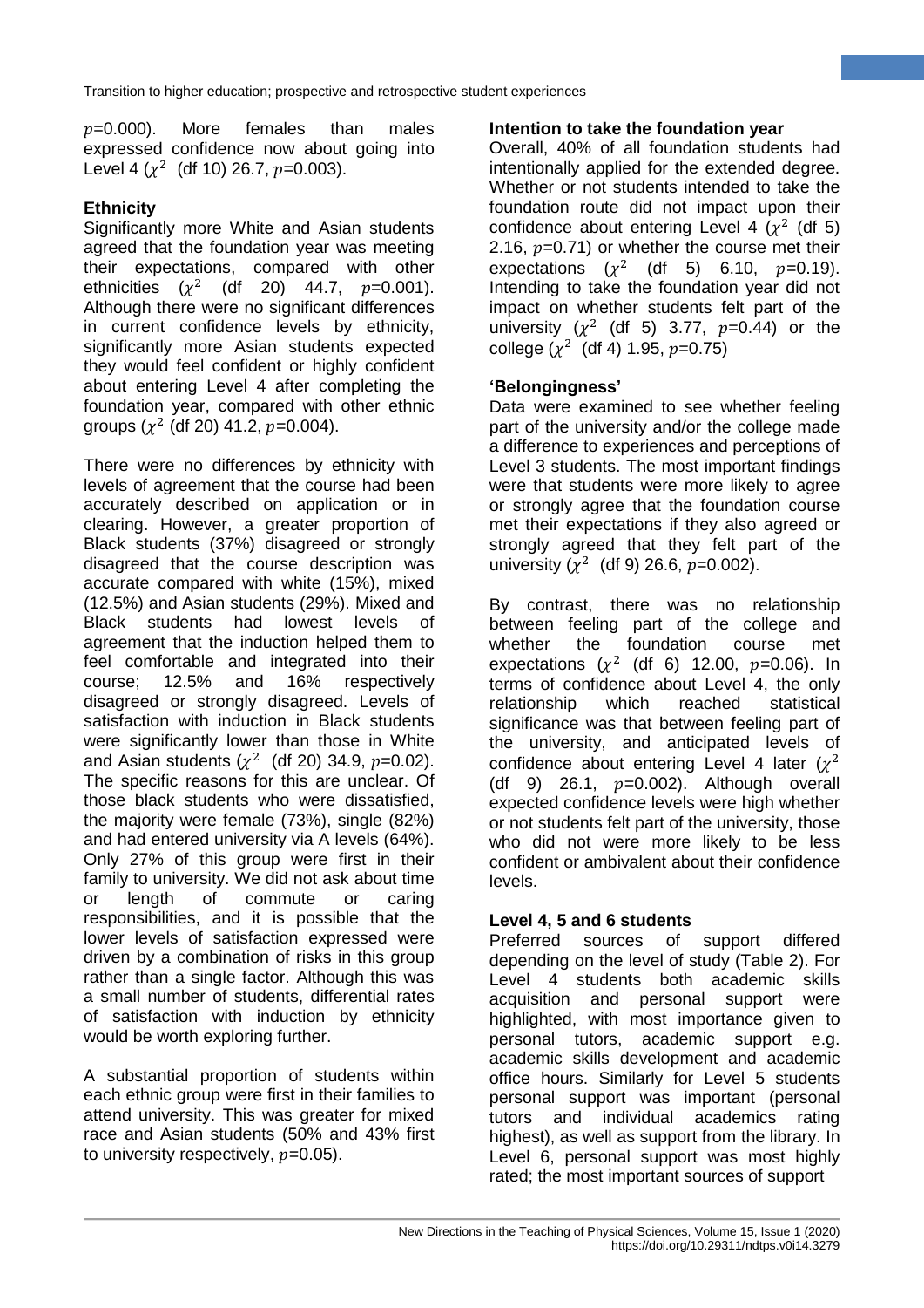$p$=0.000). More females than males expressed confidence now about going into Level 4 ($\chi^2$ (df 10) 26.7, $p$=0.003).

### Ethnicity

Significantly more White and Asian students agreed that the foundation year was meeting their expectations, compared with other ethnicities ($\chi^2$ (df 20) 44.7, $p$=0.001). Although there were no significant differences in current confidence levels by ethnicity, significantly more Asian students expected they would feel confident or highly confident about entering Level 4 after completing the foundation year, compared with other ethnic groups ($\chi^2$ (df 20) 41.2, $p$=0.004).

There were no differences by ethnicity with levels of agreement that the course had been accurately described on application or in clearing. However, a greater proportion of Black students (37%) disagreed or strongly disagreed that the course description was accurate compared with white (15%), mixed (12.5%) and Asian students (29%). Mixed and Black students had lowest levels of agreement that the induction helped them to feel comfortable and integrated into their course; 12.5% and 16% respectively disagreed or strongly disagreed. Levels of satisfaction with induction in Black students were significantly lower than those in White and Asian students ($\chi^2$ (df 20) 34.9, $p$=0.02). The specific reasons for this are unclear. Of those black students who were dissatisfied, the majority were female (73%), single (82%) and had entered university via A levels (64%). Only 27% of this group were first in their family to university. We did not ask about time or length of commute or caring responsibilities, and it is possible that the lower levels of satisfaction expressed were driven by a combination of risks in this group rather than a single factor. Although this was a small number of students, differential rates of satisfaction with induction by ethnicity would be worth exploring further.

A substantial proportion of students within each ethnic group were first in their families to attend university. This was greater for mixed race and Asian students (50% and 43% first to university respectively, $p$=0.05).

### Intention to take the foundation year

Overall, 40% of all foundation students had intentionally applied for the extended degree. Whether or not students intended to take the foundation route did not impact upon their confidence about entering Level 4 ($\chi^2$ (df 5) 2.16, $p$=0.71) or whether the course met their expectations ($\chi^2$ (df 5) 6.10, $p$=0.19). Intending to take the foundation year did not impact on whether students felt part of the university ($\chi^2$ (df 5) 3.77, $p$=0.44) or the college ($\chi^2$ (df 4) 1.95, $p$=0.75)

### 'Belongingness'

Data were examined to see whether feeling part of the university and/or the college made a difference to experiences and perceptions of Level 3 students. The most important findings were that students were more likely to agree or strongly agree that the foundation course met their expectations if they also agreed or strongly agreed that they felt part of the university ($\chi^2$ (df 9) 26.6, $p$=0.002).

By contrast, there was no relationship between feeling part of the college and whether the foundation course met expectations ($\chi^2$ (df 6) 12.00, $p$=0.06). In terms of confidence about Level 4, the only relationship which reached statistical significance was that between feeling part of the university, and anticipated levels of confidence about entering Level 4 later ($\chi^2$ (df 9) 26.1, $p$=0.002). Although overall expected confidence levels were high whether or not students felt part of the university, those who did not were more likely to be less confident or ambivalent about their confidence levels.

### Level 4, 5 and 6 students

Preferred sources of support differed depending on the level of study (Table 2). For Level 4 students both academic skills acquisition and personal support were highlighted, with most importance given to personal tutors, academic support e.g. academic skills development and academic office hours. Similarly for Level 5 students personal support was important (personal tutors and individual academics rating highest), as well as support from the library. In Level 6, personal support was most highly rated; the most important sources of support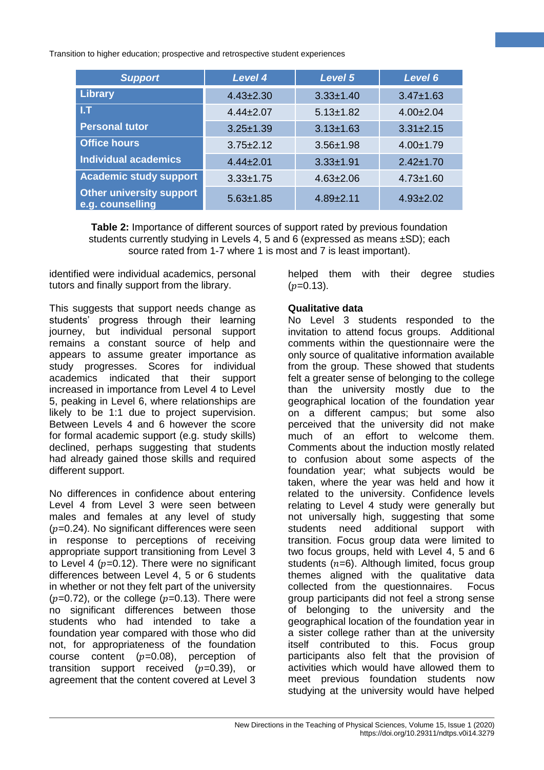| Support | Level 4 | Level 5 | Level 6 |
|---|---|---|---|
| Library | 4.43±2.30 | 3.33±1.40 | 3.47±1.63 |
| I.T | 4.44±2.07 | 5.13±1.82 | 4.00±2.04 |
| Personal tutor | 3.25±1.39 | 3.13±1.63 | 3.31±2.15 |
| Office hours | 3.75±2.12 | 3.56±1.98 | 4.00±1.79 |
| Individual academics | 4.44±2.01 | 3.33±1.91 | 2.42±1.70 |
| Academic study support | 3.33±1.75 | 4.63±2.06 | 4.73±1.60 |
| Other university support e.g. counselling | 5.63±1.85 | 4.89±2.11 | 4.93±2.02 |

**Table 2:** Importance of different sources of support rated by previous foundation students currently studying in Levels 4, 5 and 6 (expressed as means ±SD); each source rated from 1-7 where 1 is most and 7 is least important).

identified were individual academics, personal tutors and finally support from the library.

This suggests that support needs change as students' progress through their learning journey, but individual personal support remains a constant source of help and appears to assume greater importance as study progresses. Scores for individual academics indicated that their support increased in importance from Level 4 to Level 5, peaking in Level 6, where relationships are likely to be 1:1 due to project supervision. Between Levels 4 and 6 however the score for formal academic support (e.g. study skills) declined, perhaps suggesting that students had already gained those skills and required different support.

No differences in confidence about entering Level 4 from Level 3 were seen between males and females at any level of study ($p$=0.24). No significant differences were seen in response to perceptions of receiving appropriate support transitioning from Level 3 to Level 4 ($p$=0.12). There were no significant differences between Level 4, 5 or 6 students in whether or not they felt part of the university ($p$=0.72), or the college ($p$=0.13). There were no significant differences between those students who had intended to take a foundation year compared with those who did not, for appropriateness of the foundation course content ($p$=0.08), perception of transition support received ($p$=0.39), or agreement that the content covered at Level 3 helped them with their degree studies ($p$=0.13).

**Qualitative data**

No Level 3 students responded to the invitation to attend focus groups. Additional comments within the questionnaire were the only source of qualitative information available from the group. These showed that students felt a greater sense of belonging to the college than the university mostly due to the geographical location of the foundation year on a different campus; but some also perceived that the university did not make much of an effort to welcome them. Comments about the induction mostly related to confusion about some aspects of the foundation year; what subjects would be taken, where the year was held and how it related to the university. Confidence levels relating to Level 4 study were generally but not universally high, suggesting that some students need additional support with transition. Focus group data were limited to two focus groups, held with Level 4, 5 and 6 students ($n$=6). Although limited, focus group themes aligned with the qualitative data collected from the questionnaires. Focus group participants did not feel a strong sense of belonging to the university and the geographical location of the foundation year in a sister college rather than at the university itself contributed to this. Focus group participants also felt that the provision of activities which would have allowed them to meet previous foundation students now studying at the university would have helped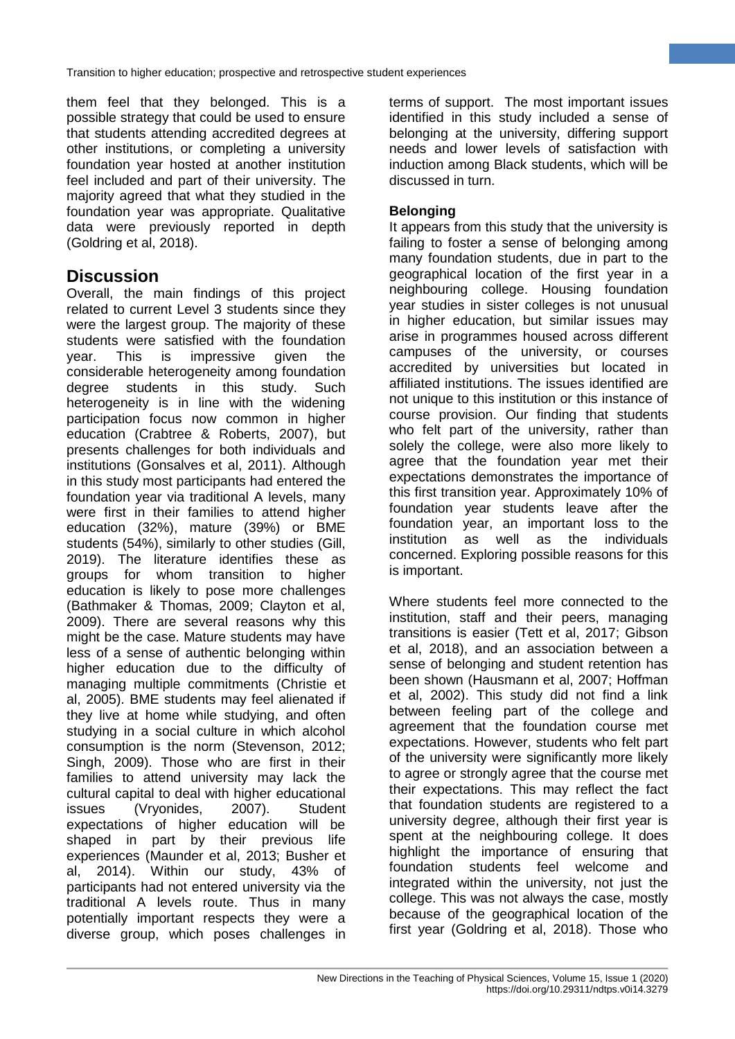them feel that they belonged. This is a possible strategy that could be used to ensure that students attending accredited degrees at other institutions, or completing a university foundation year hosted at another institution feel included and part of their university. The majority agreed that what they studied in the foundation year was appropriate. Qualitative data were previously reported in depth (Goldring et al, 2018).

## Discussion

Overall, the main findings of this project related to current Level 3 students since they were the largest group. The majority of these students were satisfied with the foundation year. This is impressive given the considerable heterogeneity among foundation degree students in this study. Such heterogeneity is in line with the widening participation focus now common in higher education (Crabtree & Roberts, 2007), but presents challenges for both individuals and institutions (Gonsalves et al, 2011). Although in this study most participants had entered the foundation year via traditional A levels, many were first in their families to attend higher education (32%), mature (39%) or BME students (54%), similarly to other studies (Gill, 2019). The literature identifies these as groups for whom transition to higher education is likely to pose more challenges (Bathmaker & Thomas, 2009; Clayton et al, 2009). There are several reasons why this might be the case. Mature students may have less of a sense of authentic belonging within higher education due to the difficulty of managing multiple commitments (Christie et al, 2005). BME students may feel alienated if they live at home while studying, and often studying in a social culture in which alcohol consumption is the norm (Stevenson, 2012; Singh, 2009). Those who are first in their families to attend university may lack the cultural capital to deal with higher educational issues (Vryonides, 2007). Student expectations of higher education will be shaped in part by their previous life experiences (Maunder et al, 2013; Busher et al, 2014). Within our study, 43% of participants had not entered university via the traditional A levels route. Thus in many potentially important respects they were a diverse group, which poses challenges in terms of support. The most important issues identified in this study included a sense of belonging at the university, differing support needs and lower levels of satisfaction with induction among Black students, which will be discussed in turn.

### Belonging

It appears from this study that the university is failing to foster a sense of belonging among many foundation students, due in part to the geographical location of the first year in a neighbouring college. Housing foundation year studies in sister colleges is not unusual in higher education, but similar issues may arise in programmes housed across different campuses of the university, or courses accredited by universities but located in affiliated institutions. The issues identified are not unique to this institution or this instance of course provision. Our finding that students who felt part of the university, rather than solely the college, were also more likely to agree that the foundation year met their expectations demonstrates the importance of this first transition year. Approximately 10% of foundation year students leave after the foundation year, an important loss to the institution as well as the individuals concerned. Exploring possible reasons for this is important.

Where students feel more connected to the institution, staff and their peers, managing transitions is easier (Tett et al, 2017; Gibson et al, 2018), and an association between a sense of belonging and student retention has been shown (Hausmann et al, 2007; Hoffman et al, 2002). This study did not find a link between feeling part of the college and agreement that the foundation course met expectations. However, students who felt part of the university were significantly more likely to agree or strongly agree that the course met their expectations. This may reflect the fact that foundation students are registered to a university degree, although their first year is spent at the neighbouring college. It does highlight the importance of ensuring that foundation students feel welcome and integrated within the university, not just the college. This was not always the case, mostly because of the geographical location of the first year (Goldring et al, 2018). Those who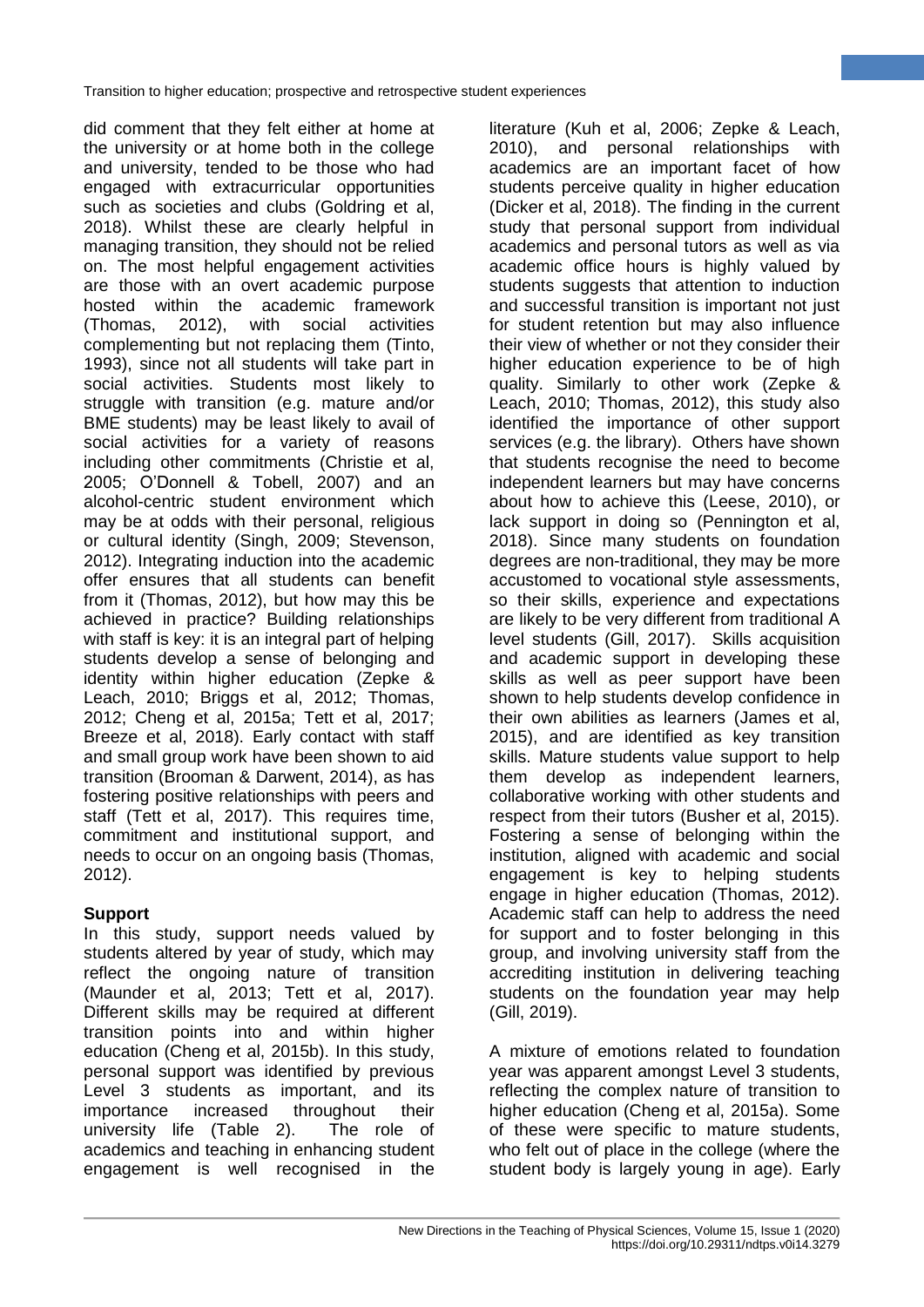did comment that they felt either at home at the university or at home both in the college and university, tended to be those who had engaged with extracurricular opportunities such as societies and clubs (Goldring et al, 2018). Whilst these are clearly helpful in managing transition, they should not be relied on. The most helpful engagement activities are those with an overt academic purpose hosted within the academic framework (Thomas, 2012), with social activities complementing but not replacing them (Tinto, 1993), since not all students will take part in social activities. Students most likely to struggle with transition (e.g. mature and/or BME students) may be least likely to avail of social activities for a variety of reasons including other commitments (Christie et al, 2005; O'Donnell & Tobell, 2007) and an alcohol-centric student environment which may be at odds with their personal, religious or cultural identity (Singh, 2009; Stevenson, 2012). Integrating induction into the academic offer ensures that all students can benefit from it (Thomas, 2012), but how may this be achieved in practice? Building relationships with staff is key: it is an integral part of helping students develop a sense of belonging and identity within higher education (Zepke & Leach, 2010; Briggs et al, 2012; Thomas, 2012; Cheng et al, 2015a; Tett et al, 2017; Breeze et al, 2018). Early contact with staff and small group work have been shown to aid transition (Brooman & Darwent, 2014), as has fostering positive relationships with peers and staff (Tett et al, 2017). This requires time, commitment and institutional support, and needs to occur on an ongoing basis (Thomas, 2012).

**Support**

In this study, support needs valued by students altered by year of study, which may reflect the ongoing nature of transition (Maunder et al, 2013; Tett et al, 2017). Different skills may be required at different transition points into and within higher education (Cheng et al, 2015b). In this study, personal support was identified by previous Level 3 students as important, and its importance increased throughout their university life (Table 2). The role of academics and teaching in enhancing student engagement is well recognised in the literature (Kuh et al, 2006; Zepke & Leach, 2010), and personal relationships with academics are an important facet of how students perceive quality in higher education (Dicker et al, 2018). The finding in the current study that personal support from individual academics and personal tutors as well as via academic office hours is highly valued by students suggests that attention to induction and successful transition is important not just for student retention but may also influence their view of whether or not they consider their higher education experience to be of high quality. Similarly to other work (Zepke & Leach, 2010; Thomas, 2012), this study also identified the importance of other support services (e.g. the library). Others have shown that students recognise the need to become independent learners but may have concerns about how to achieve this (Leese, 2010), or lack support in doing so (Pennington et al, 2018). Since many students on foundation degrees are non-traditional, they may be more accustomed to vocational style assessments, so their skills, experience and expectations are likely to be very different from traditional A level students (Gill, 2017). Skills acquisition and academic support in developing these skills as well as peer support have been shown to help students develop confidence in their own abilities as learners (James et al, 2015), and are identified as key transition skills. Mature students value support to help them develop as independent learners, collaborative working with other students and respect from their tutors (Busher et al, 2015). Fostering a sense of belonging within the institution, aligned with academic and social engagement is key to helping students engage in higher education (Thomas, 2012). Academic staff can help to address the need for support and to foster belonging in this group, and involving university staff from the accrediting institution in delivering teaching students on the foundation year may help (Gill, 2019).

A mixture of emotions related to foundation year was apparent amongst Level 3 students, reflecting the complex nature of transition to higher education (Cheng et al, 2015a). Some of these were specific to mature students, who felt out of place in the college (where the student body is largely young in age). Early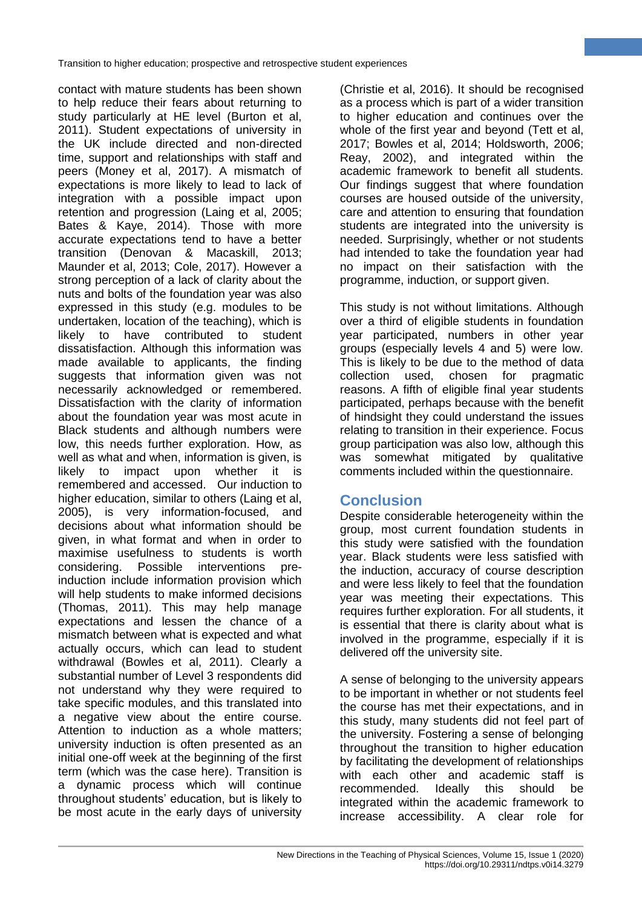contact with mature students has been shown to help reduce their fears about returning to study particularly at HE level (Burton et al, 2011). Student expectations of university in the UK include directed and non-directed time, support and relationships with staff and peers (Money et al, 2017). A mismatch of expectations is more likely to lead to lack of integration with a possible impact upon retention and progression (Laing et al, 2005; Bates & Kaye, 2014). Those with more accurate expectations tend to have a better transition (Denovan & Macaskill, 2013; Maunder et al, 2013; Cole, 2017). However a strong perception of a lack of clarity about the nuts and bolts of the foundation year was also expressed in this study (e.g. modules to be undertaken, location of the teaching), which is likely to have contributed to student dissatisfaction. Although this information was made available to applicants, the finding suggests that information given was not necessarily acknowledged or remembered. Dissatisfaction with the clarity of information about the foundation year was most acute in Black students and although numbers were low, this needs further exploration. How, as well as what and when, information is given, is likely to impact upon whether it is remembered and accessed. Our induction to higher education, similar to others (Laing et al, 2005), is very information-focused, and decisions about what information should be given, in what format and when in order to maximise usefulness to students is worth considering. Possible interventions pre-induction include information provision which will help students to make informed decisions (Thomas, 2011). This may help manage expectations and lessen the chance of a mismatch between what is expected and what actually occurs, which can lead to student withdrawal (Bowles et al, 2011). Clearly a substantial number of Level 3 respondents did not understand why they were required to take specific modules, and this translated into a negative view about the entire course. Attention to induction as a whole matters; university induction is often presented as an initial one-off week at the beginning of the first term (which was the case here). Transition is a dynamic process which will continue throughout students' education, but is likely to be most acute in the early days of university (Christie et al, 2016). It should be recognised as a process which is part of a wider transition to higher education and continues over the whole of the first year and beyond (Tett et al, 2017; Bowles et al, 2014; Holdsworth, 2006; Reay, 2002), and integrated within the academic framework to benefit all students. Our findings suggest that where foundation courses are housed outside of the university, care and attention to ensuring that foundation students are integrated into the university is needed. Surprisingly, whether or not students had intended to take the foundation year had no impact on their satisfaction with the programme, induction, or support given.

This study is not without limitations. Although over a third of eligible students in foundation year participated, numbers in other year groups (especially levels 4 and 5) were low. This is likely to be due to the method of data collection used, chosen for pragmatic reasons. A fifth of eligible final year students participated, perhaps because with the benefit of hindsight they could understand the issues relating to transition in their experience. Focus group participation was also low, although this was somewhat mitigated by qualitative comments included within the questionnaire.

## Conclusion

Despite considerable heterogeneity within the group, most current foundation students in this study were satisfied with the foundation year. Black students were less satisfied with the induction, accuracy of course description and were less likely to feel that the foundation year was meeting their expectations. This requires further exploration. For all students, it is essential that there is clarity about what is involved in the programme, especially if it is delivered off the university site.

A sense of belonging to the university appears to be important in whether or not students feel the course has met their expectations, and in this study, many students did not feel part of the university. Fostering a sense of belonging throughout the transition to higher education by facilitating the development of relationships with each other and academic staff is recommended. Ideally this should be integrated within the academic framework to increase accessibility. A clear role for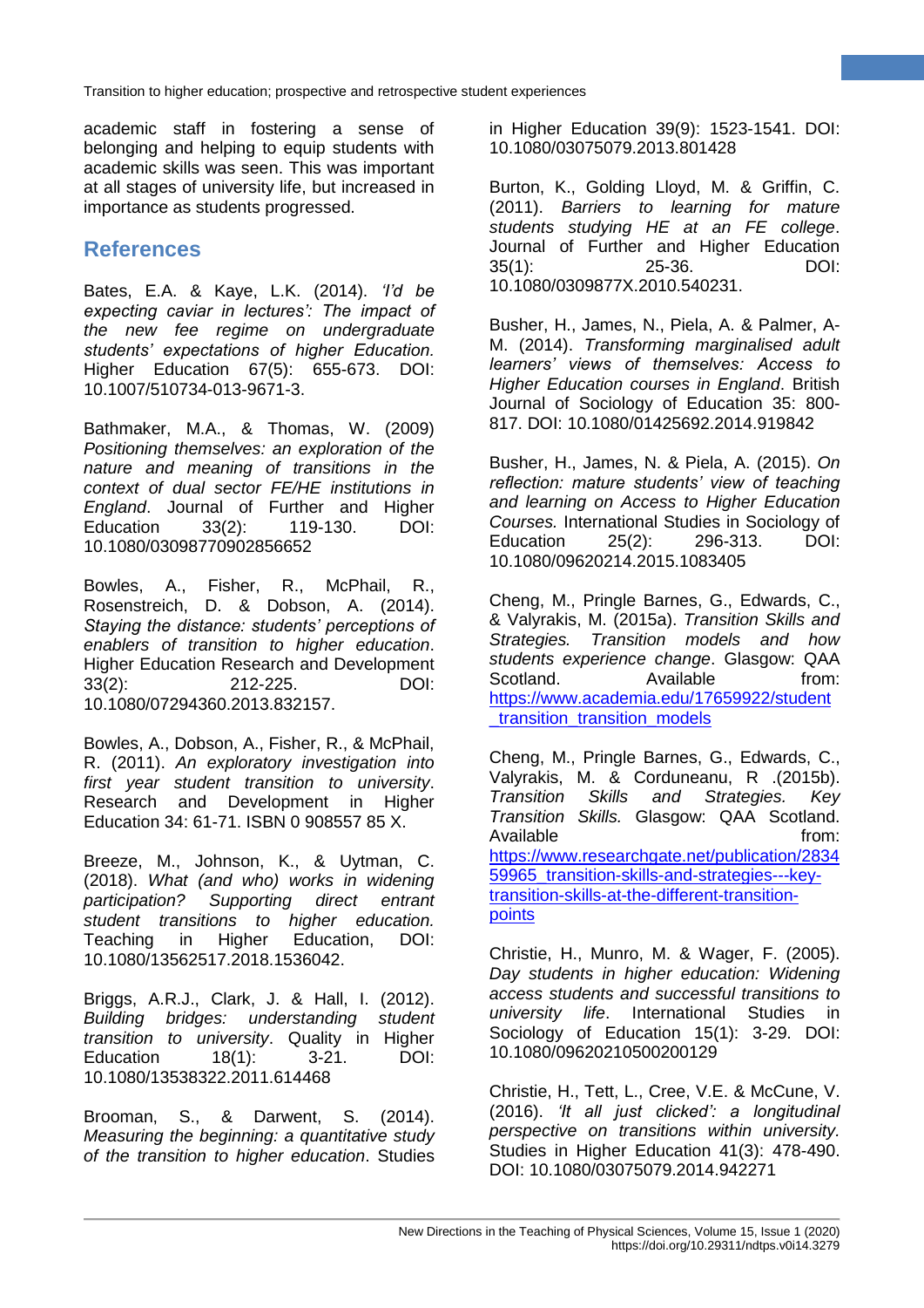academic staff in fostering a sense of belonging and helping to equip students with academic skills was seen. This was important at all stages of university life, but increased in importance as students progressed.

## References

Bates, E.A. & Kaye, L.K. (2014). *'I'd be expecting caviar in lectures': The impact of the new fee regime on undergraduate students' expectations of higher Education.* Higher Education 67(5): 655-673. DOI: 10.1007/510734-013-9671-3.

Bathmaker, M.A., & Thomas, W. (2009) *Positioning themselves: an exploration of the nature and meaning of transitions in the context of dual sector FE/HE institutions in England*. Journal of Further and Higher Education 33(2): 119-130. DOI: 10.1080/03098770902856652

Bowles, A., Fisher, R., McPhail, R., Rosenstreich, D. & Dobson, A. (2014). *Staying the distance: students' perceptions of enablers of transition to higher education*. Higher Education Research and Development 33(2): 212-225. DOI: 10.1080/07294360.2013.832157.

Bowles, A., Dobson, A., Fisher, R., & McPhail, R. (2011). *An exploratory investigation into first year student transition to university*. Research and Development in Higher Education 34: 61-71. ISBN 0 908557 85 X.

Breeze, M., Johnson, K., & Uytman, C. (2018). *What (and who) works in widening participation? Supporting direct entrant student transitions to higher education.* Teaching in Higher Education, DOI: 10.1080/13562517.2018.1536042.

Briggs, A.R.J., Clark, J. & Hall, I. (2012). *Building bridges: understanding student transition to university*. Quality in Higher Education 18(1): 3-21. DOI: 10.1080/13538322.2011.614468

Brooman, S., & Darwent, S. (2014). *Measuring the beginning: a quantitative study of the transition to higher education*. Studies in Higher Education 39(9): 1523-1541. DOI: 10.1080/03075079.2013.801428

Burton, K., Golding Lloyd, M. & Griffin, C. (2011). *Barriers to learning for mature students studying HE at an FE college*. Journal of Further and Higher Education 35(1): 25-36. DOI: 10.1080/0309877X.2010.540231.

Busher, H., James, N., Piela, A. & Palmer, A-M. (2014). *Transforming marginalised adult learners' views of themselves: Access to Higher Education courses in England*. British Journal of Sociology of Education 35: 800-817. DOI: 10.1080/01425692.2014.919842

Busher, H., James, N. & Piela, A. (2015). *On reflection: mature students' view of teaching and learning on Access to Higher Education Courses.* International Studies in Sociology of Education 25(2): 296-313. DOI: 10.1080/09620214.2015.1083405

Cheng, M., Pringle Barnes, G., Edwards, C., & Valyrakis, M. (2015a). *Transition Skills and Strategies. Transition models and how students experience change*. Glasgow: QAA Scotland. Available from: https://www.academia.edu/17659922/student_transition_transition_models

Cheng, M., Pringle Barnes, G., Edwards, C., Valyrakis, M. & Corduneanu, R .(2015b). *Transition Skills and Strategies. Key Transition Skills.* Glasgow: QAA Scotland. Available from: https://www.researchgate.net/publication/283459965_transition-skills-and-strategies---key-transition-skills-at-the-different-transition-points

Christie, H., Munro, M. & Wager, F. (2005). *Day students in higher education: Widening access students and successful transitions to university life*. International Studies in Sociology of Education 15(1): 3-29. DOI: 10.1080/09620210500200129

Christie, H., Tett, L., Cree, V.E. & McCune, V. (2016). *'It all just clicked': a longitudinal perspective on transitions within university.* Studies in Higher Education 41(3): 478-490. DOI: 10.1080/03075079.2014.942271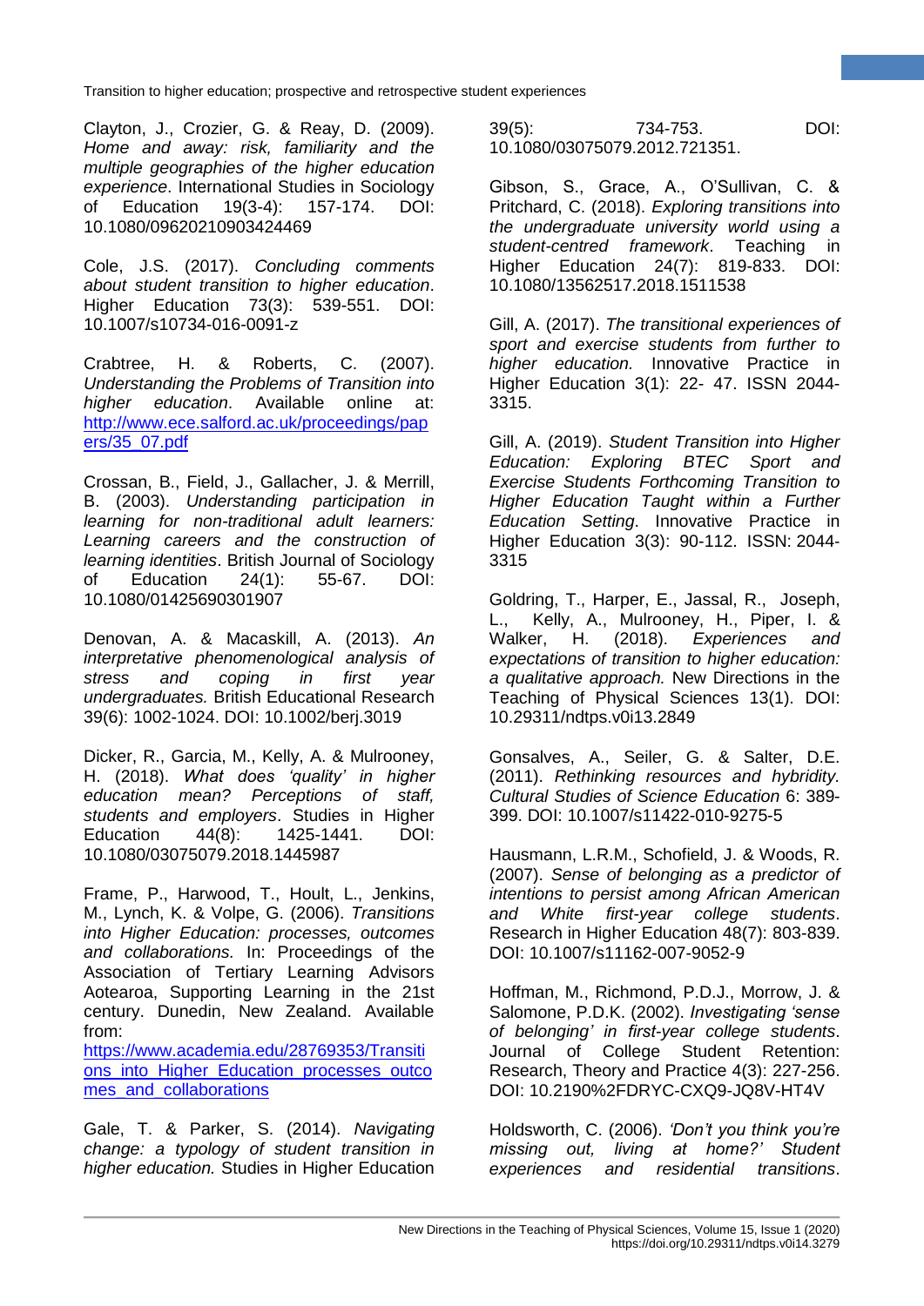Clayton, J., Crozier, G. & Reay, D. (2009). *Home and away: risk, familiarity and the multiple geographies of the higher education experience*. International Studies in Sociology of Education 19(3-4): 157-174. DOI: 10.1080/09620210903424469

Cole, J.S. (2017). *Concluding comments about student transition to higher education*. Higher Education 73(3): 539-551. DOI: 10.1007/s10734-016-0091-z

Crabtree, H. & Roberts, C. (2007). *Understanding the Problems of Transition into higher education*. Available online at: http://www.ece.salford.ac.uk/proceedings/papers/35_07.pdf

Crossan, B., Field, J., Gallacher, J. & Merrill, B. (2003). *Understanding participation in learning for non-traditional adult learners: Learning careers and the construction of learning identities*. British Journal of Sociology of Education 24(1): 55-67. DOI: 10.1080/01425690301907

Denovan, A. & Macaskill, A. (2013). *An interpretative phenomenological analysis of stress and coping in first year undergraduates.* British Educational Research 39(6): 1002-1024. DOI: 10.1002/berj.3019

Dicker, R., Garcia, M., Kelly, A. & Mulrooney, H. (2018). *What does 'quality' in higher education mean? Perceptions of staff, students and employers*. Studies in Higher Education 44(8): 1425-1441. DOI: 10.1080/03075079.2018.1445987

Frame, P., Harwood, T., Hoult, L., Jenkins, M., Lynch, K. & Volpe, G. (2006). *Transitions into Higher Education: processes, outcomes and collaborations.* In: Proceedings of the Association of Tertiary Learning Advisors Aotearoa, Supporting Learning in the 21st century. Dunedin, New Zealand. Available from: https://www.academia.edu/28769353/Transitions_into_Higher_Education_processes_outcomes_and_collaborations

Gale, T. & Parker, S. (2014). *Navigating change: a typology of student transition in higher education.* Studies in Higher Education 39(5): 734-753. DOI: 10.1080/03075079.2012.721351.

Gibson, S., Grace, A., O'Sullivan, C. & Pritchard, C. (2018). *Exploring transitions into the undergraduate university world using a student-centred framework*. Teaching in Higher Education 24(7): 819-833. DOI: 10.1080/13562517.2018.1511538

Gill, A. (2017). *The transitional experiences of sport and exercise students from further to higher education.* Innovative Practice in Higher Education 3(1): 22- 47. ISSN 2044-3315.

Gill, A. (2019). *Student Transition into Higher Education: Exploring BTEC Sport and Exercise Students Forthcoming Transition to Higher Education Taught within a Further Education Setting*. Innovative Practice in Higher Education 3(3): 90-112. ISSN: 2044-3315

Goldring, T., Harper, E., Jassal, R., Joseph, L., Kelly, A., Mulrooney, H., Piper, I. & Walker, H. (2018). *Experiences and expectations of transition to higher education: a qualitative approach.* New Directions in the Teaching of Physical Sciences 13(1). DOI: 10.29311/ndtps.v0i13.2849

Gonsalves, A., Seiler, G. & Salter, D.E. (2011). *Rethinking resources and hybridity. Cultural Studies of Science Education* 6: 389-399. DOI: 10.1007/s11422-010-9275-5

Hausmann, L.R.M., Schofield, J. & Woods, R. (2007). *Sense of belonging as a predictor of intentions to persist among African American and White first-year college students*. Research in Higher Education 48(7): 803-839. DOI: 10.1007/s11162-007-9052-9

Hoffman, M., Richmond, P.D.J., Morrow, J. & Salomone, P.D.K. (2002). *Investigating 'sense of belonging' in first-year college students*. Journal of College Student Retention: Research, Theory and Practice 4(3): 227-256. DOI: 10.2190%2FDRYC-CXQ9-JQ8V-HT4V

Holdsworth, C. (2006). *'Don't you think you're missing out, living at home?' Student experiences and residential transitions*.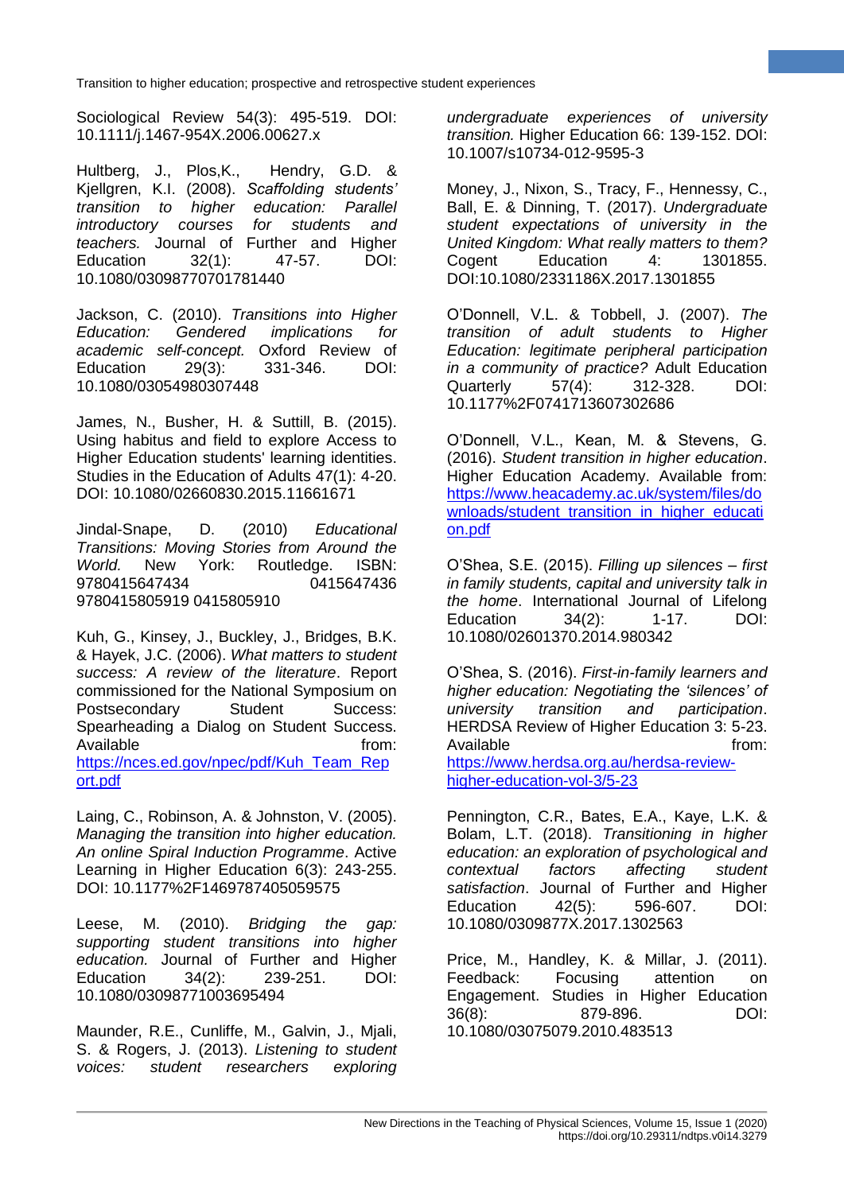Sociological Review 54(3): 495-519. DOI: 10.1111/j.1467-954X.2006.00627.x

Hultberg, J., Plos,K., Hendry, G.D. & Kjellgren, K.I. (2008). *Scaffolding students' transition to higher education: Parallel introductory courses for students and teachers.* Journal of Further and Higher Education 32(1): 47-57. DOI: 10.1080/03098770701781440

Jackson, C. (2010). *Transitions into Higher Education: Gendered implications for academic self-concept.* Oxford Review of Education 29(3): 331-346. DOI: 10.1080/03054980307448

James, N., Busher, H. & Suttill, B. (2015). Using habitus and field to explore Access to Higher Education students' learning identities. Studies in the Education of Adults 47(1): 4-20. DOI: 10.1080/02660830.2015.11661671

Jindal-Snape, D. (2010) *Educational Transitions: Moving Stories from Around the World.* New York: Routledge. ISBN: 9780415647434 0415647436 9780415805919 0415805910

Kuh, G., Kinsey, J., Buckley, J., Bridges, B.K. & Hayek, J.C. (2006). *What matters to student success: A review of the literature*. Report commissioned for the National Symposium on Postsecondary Student Success: Spearheading a Dialog on Student Success. Available from: https://nces.ed.gov/npec/pdf/Kuh_Team_Report.pdf

Laing, C., Robinson, A. & Johnston, V. (2005). *Managing the transition into higher education. An online Spiral Induction Programme*. Active Learning in Higher Education 6(3): 243-255. DOI: 10.1177%2F1469787405059575

Leese, M. (2010). *Bridging the gap: supporting student transitions into higher education.* Journal of Further and Higher Education 34(2): 239-251. DOI: 10.1080/03098771003695494

Maunder, R.E., Cunliffe, M., Galvin, J., Mjali, S. & Rogers, J. (2013). *Listening to student voices: student researchers exploring undergraduate experiences of university transition.* Higher Education 66: 139-152. DOI: 10.1007/s10734-012-9595-3

Money, J., Nixon, S., Tracy, F., Hennessy, C., Ball, E. & Dinning, T. (2017). *Undergraduate student expectations of university in the United Kingdom: What really matters to them?* Cogent Education 4: 1301855. DOI:10.1080/2331186X.2017.1301855

O'Donnell, V.L. & Tobbell, J. (2007). *The transition of adult students to Higher Education: legitimate peripheral participation in a community of practice?* Adult Education Quarterly 57(4): 312-328. DOI: 10.1177%2F0741713607302686

O'Donnell, V.L., Kean, M. & Stevens, G. (2016). *Student transition in higher education*. Higher Education Academy. Available from: https://www.heacademy.ac.uk/system/files/downloads/student_transition_in_higher_education.pdf

O'Shea, S.E. (2015). *Filling up silences – first in family students, capital and university talk in the home*. International Journal of Lifelong Education 34(2): 1-17. DOI: 10.1080/02601370.2014.980342

O'Shea, S. (2016). *First-in-family learners and higher education: Negotiating the 'silences' of university transition and participation*. HERDSA Review of Higher Education 3: 5-23. Available from: https://www.herdsa.org.au/herdsa-review-higher-education-vol-3/5-23

Pennington, C.R., Bates, E.A., Kaye, L.K. & Bolam, L.T. (2018). *Transitioning in higher education: an exploration of psychological and contextual factors affecting student satisfaction*. Journal of Further and Higher Education 42(5): 596-607. DOI: 10.1080/0309877X.2017.1302563

Price, M., Handley, K. & Millar, J. (2011). Feedback: Focusing attention on Engagement. Studies in Higher Education 36(8): 879-896. DOI: 10.1080/03075079.2010.483513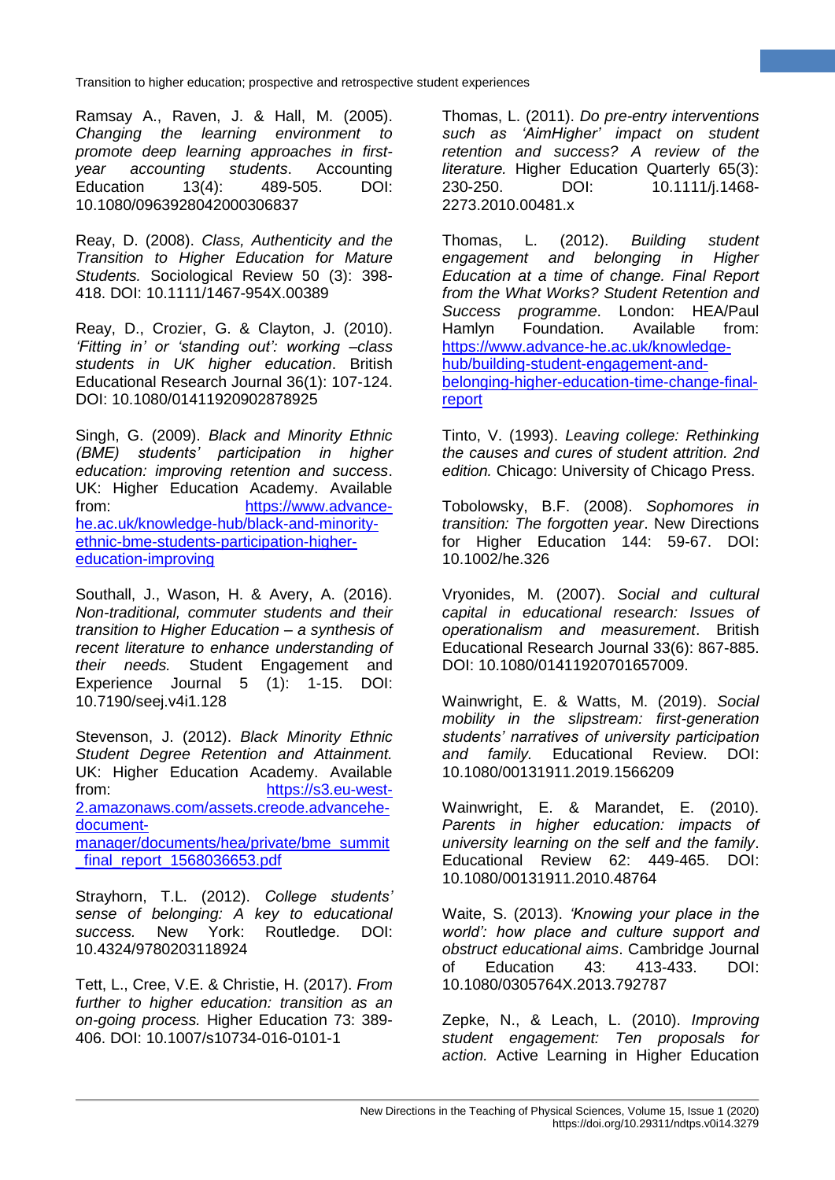Ramsay A., Raven, J. & Hall, M. (2005). *Changing the learning environment to promote deep learning approaches in first-year accounting students*. Accounting Education 13(4): 489-505. DOI: 10.1080/0963928042000306837

Reay, D. (2008). *Class, Authenticity and the Transition to Higher Education for Mature Students.* Sociological Review 50 (3): 398-418. DOI: 10.1111/1467-954X.00389

Reay, D., Crozier, G. & Clayton, J. (2010). *'Fitting in' or 'standing out': working –class students in UK higher education*. British Educational Research Journal 36(1): 107-124. DOI: 10.1080/01411920902878925

Singh, G. (2009). *Black and Minority Ethnic (BME) students' participation in higher education: improving retention and success*. UK: Higher Education Academy. Available from: https://www.advance-he.ac.uk/knowledge-hub/black-and-minority-ethnic-bme-students-participation-higher-education-improving

Southall, J., Wason, H. & Avery, A. (2016). *Non-traditional, commuter students and their transition to Higher Education – a synthesis of recent literature to enhance understanding of their needs.* Student Engagement and Experience Journal 5 (1): 1-15. DOI: 10.7190/seej.v4i1.128

Stevenson, J. (2012). *Black Minority Ethnic Student Degree Retention and Attainment.* UK: Higher Education Academy. Available from: https://s3.eu-west-2.amazonaws.com/assets.creode.advancehe-document-manager/documents/hea/private/bme_summit_final_report_1568036653.pdf

Strayhorn, T.L. (2012). *College students' sense of belonging: A key to educational success.* New York: Routledge. DOI: 10.4324/9780203118924

Tett, L., Cree, V.E. & Christie, H. (2017). *From further to higher education: transition as an on-going process.* Higher Education 73: 389-406. DOI: 10.1007/s10734-016-0101-1

Thomas, L. (2011). *Do pre-entry interventions such as 'AimHigher' impact on student retention and success? A review of the literature.* Higher Education Quarterly 65(3): 230-250. DOI: 10.1111/j.1468-2273.2010.00481.x

Thomas, L. (2012). *Building student engagement and belonging in Higher Education at a time of change. Final Report from the What Works? Student Retention and Success programme*. London: HEA/Paul Hamlyn Foundation. Available from: https://www.advance-he.ac.uk/knowledge-hub/building-student-engagement-and-belonging-higher-education-time-change-final-report

Tinto, V. (1993). *Leaving college: Rethinking the causes and cures of student attrition. 2nd edition.* Chicago: University of Chicago Press.

Tobolowsky, B.F. (2008). *Sophomores in transition: The forgotten year*. New Directions for Higher Education 144: 59-67. DOI: 10.1002/he.326

Vryonides, M. (2007). *Social and cultural capital in educational research: Issues of operationalism and measurement*. British Educational Research Journal 33(6): 867-885. DOI: 10.1080/01411920701657009.

Wainwright, E. & Watts, M. (2019). *Social mobility in the slipstream: first-generation students' narratives of university participation and family*. Educational Review. DOI: 10.1080/00131911.2019.1566209

Wainwright, E. & Marandet, E. (2010). *Parents in higher education: impacts of university learning on the self and the family*. Educational Review 62: 449-465. DOI: 10.1080/00131911.2010.48764

Waite, S. (2013). *'Knowing your place in the world': how place and culture support and obstruct educational aims*. Cambridge Journal of Education 43: 413-433. DOI: 10.1080/0305764X.2013.792787

Zepke, N., & Leach, L. (2010). *Improving student engagement: Ten proposals for action.* Active Learning in Higher Education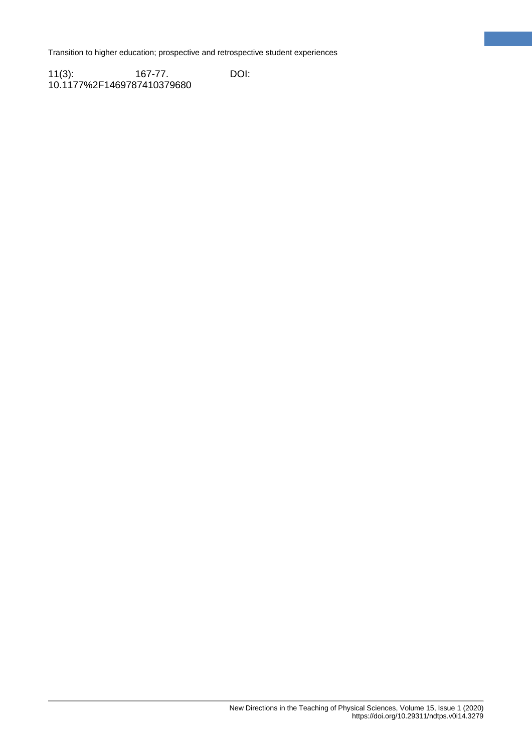11(3): 167-77. DOI: 10.1177%2F1469787410379680